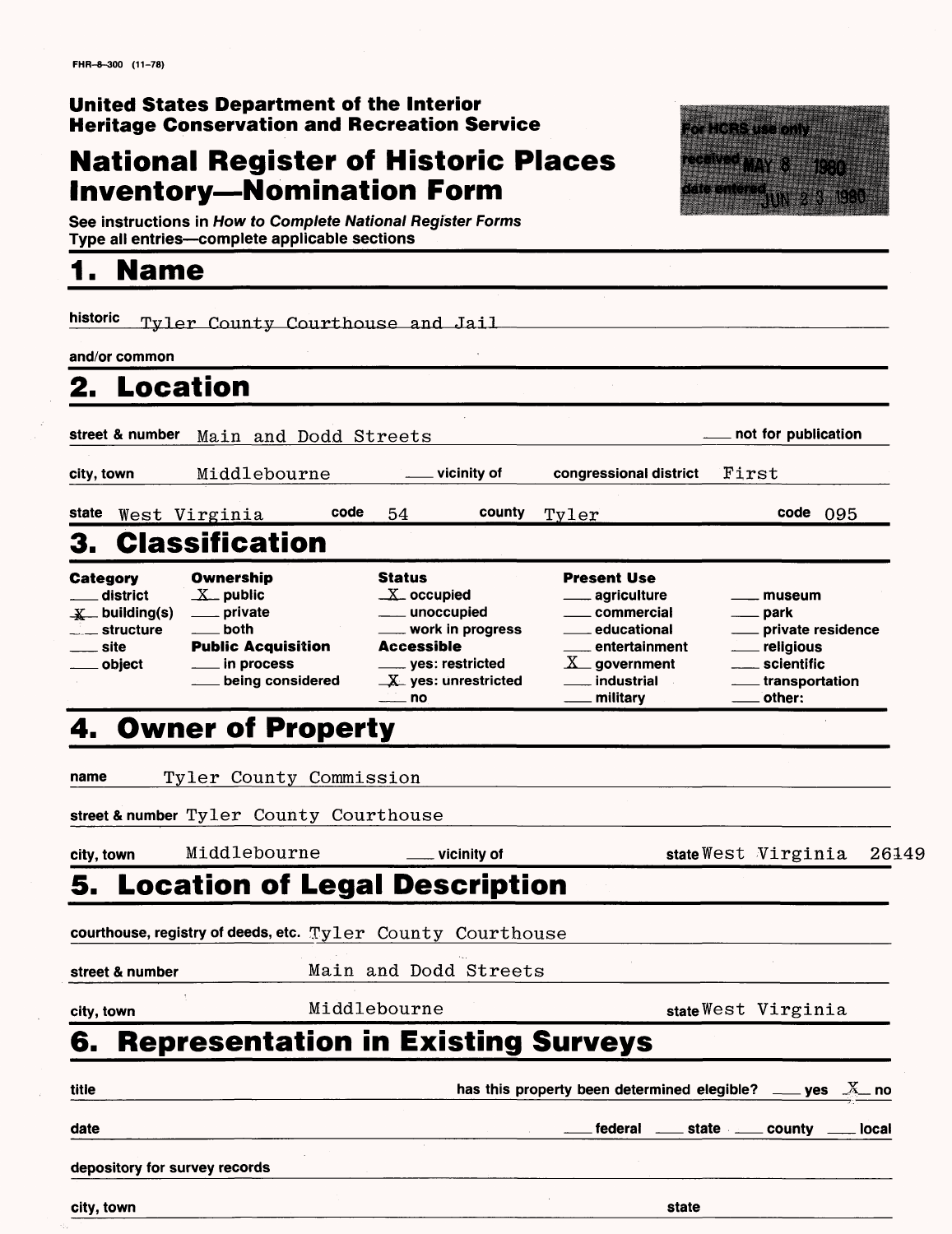FHR-8-300 (11-78)

**United States Department of the Interior**
**Heritage Conservation and Recreation Service**

# National Register of Historic Places Inventory—Nomination Form

For HCRS use only
received MAY 8 1980
date entered JUN 23 1980

See instructions in *How to Complete National Register Forms*
Type all entries—complete applicable sections

## 1. Name

historic Tyler County Courthouse and Jail

and/or common

## 2. Location

street & number Main and Dodd Streets ___ not for publication

city, town Middlebourne ___ vicinity of congressional district First

state West Virginia code 54 county Tyler code 095

## 3. Classification

| Category | Ownership | Status | Present Use | |
|---|---|---|---|---|
| ___ district | X public | X occupied | ___ agriculture | ___ museum |
| X building(s) | ___ private | ___ unoccupied | ___ commercial | ___ park |
| ___ structure | ___ both | ___ work in progress | ___ educational | ___ private residence |
| ___ site | **Public Acquisition** | **Accessible** | ___ entertainment | ___ religious |
| ___ object | ___ in process | ___ yes: restricted | X government | ___ scientific |
| | ___ being considered | X yes: unrestricted | ___ industrial | ___ transportation |
| | | ___ no | ___ military | ___ other: |

## 4. Owner of Property

name Tyler County Commission

street & number Tyler County Courthouse

city, town Middlebourne ___ vicinity of state West Virginia 26149

## 5. Location of Legal Description

courthouse, registry of deeds, etc. Tyler County Courthouse

street & number Main and Dodd Streets

city, town Middlebourne state West Virginia

## 6. Representation in Existing Surveys

title has this property been determined elegible? ___ yes X no

date ___ federal ___ state ___ county ___ local

depository for survey records

city, town state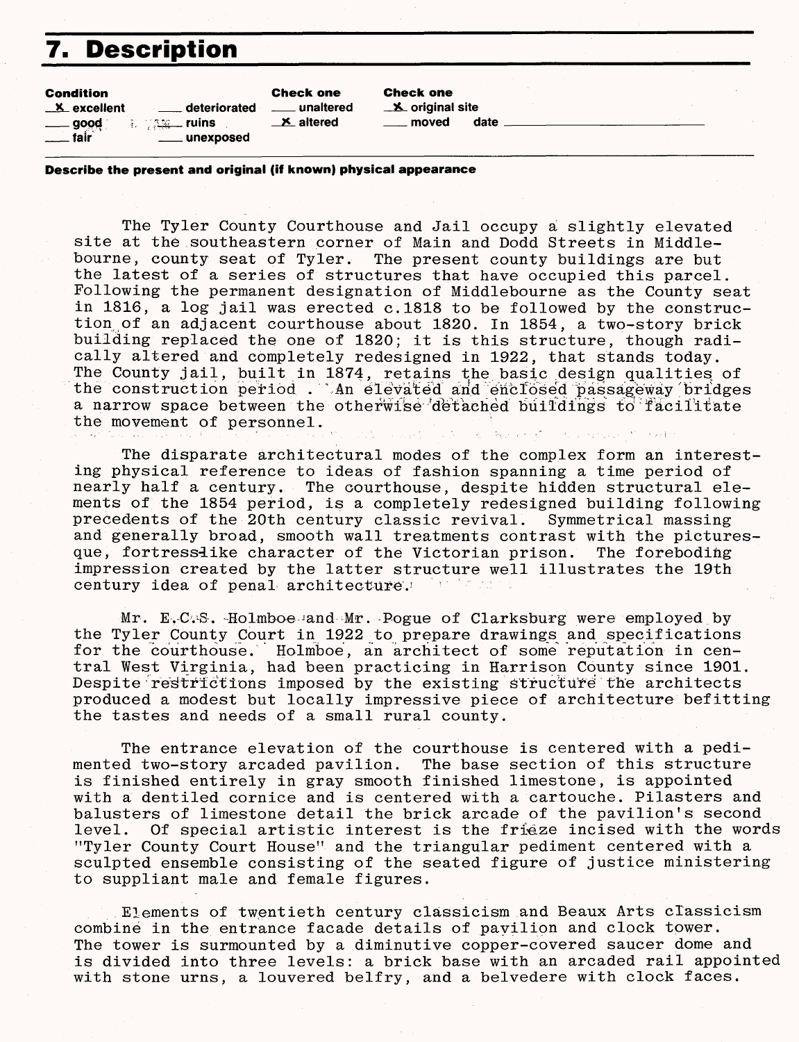## 7. Description

**Condition**
X excellent
___ good
___ fair
___ deteriorated
___ ruins
___ unexposed

**Check one**
___ unaltered
X altered

**Check one**
X original site
___ moved date ___

**Describe the present and original (if known) physical appearance**

The Tyler County Courthouse and Jail occupy a slightly elevated site at the southeastern corner of Main and Dodd Streets in Middlebourne, county seat of Tyler. The present county buildings are but the latest of a series of structures that have occupied this parcel. Following the permanent designation of Middlebourne as the County seat in 1816, a log jail was erected c.1818 to be followed by the construction of an adjacent courthouse about 1820. In 1854, a two-story brick building replaced the one of 1820; it is this structure, though radically altered and completely redesigned in 1922, that stands today. The County jail, built in 1874, retains the basic design qualities of the construction period . An elevated and enclosed passageway bridges a narrow space between the otherwise detached buildings to facilitate the movement of personnel.

The disparate architectural modes of the complex form an interesting physical reference to ideas of fashion spanning a time period of nearly half a century. The courthouse, despite hidden structural elements of the 1854 period, is a completely redesigned building following precedents of the 20th century classic revival. Symmetrical massing and generally broad, smooth wall treatments contrast with the picturesque, fortress-like character of the Victorian prison. The foreboding impression created by the latter structure well illustrates the 19th century idea of penal architecture.

Mr. E.C.S. Holmboe and Mr. Pogue of Clarksburg were employed by the Tyler County Court in 1922 to prepare drawings and specifications for the courthouse. Holmboe, an architect of some reputation in central West Virginia, had been practicing in Harrison County since 1901. Despite restrictions imposed by the existing structure the architects produced a modest but locally impressive piece of architecture befitting the tastes and needs of a small rural county.

The entrance elevation of the courthouse is centered with a pedimented two-story arcaded pavilion. The base section of this structure is finished entirely in gray smooth finished limestone, is appointed with a dentiled cornice and is centered with a cartouche. Pilasters and balusters of limestone detail the brick arcade of the pavilion's second level. Of special artistic interest is the frieze incised with the words "Tyler County Court House" and the triangular pediment centered with a sculpted ensemble consisting of the seated figure of justice ministering to suppliant male and female figures.

Elements of twentieth century classicism and Beaux Arts classicism combine in the entrance facade details of pavilion and clock tower. The tower is surmounted by a diminutive copper-covered saucer dome and is divided into three levels: a brick base with an arcaded rail appointed with stone urns, a louvered belfry, and a belvedere with clock faces.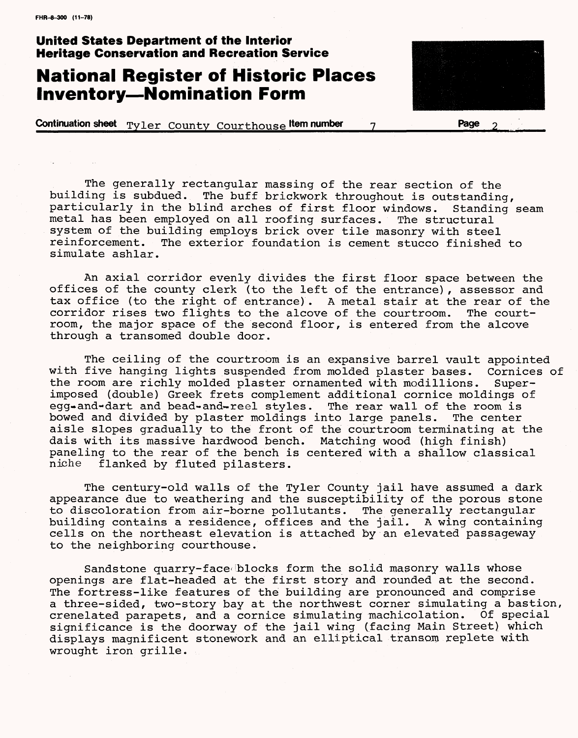The generally rectangular massing of the rear section of the building is subdued. The buff brickwork throughout is outstanding, particularly in the blind arches of first floor windows. Standing seam metal has been employed on all roofing surfaces. The structural system of the building employs brick over tile masonry with steel reinforcement. The exterior foundation is cement stucco finished to simulate ashlar.

An axial corridor evenly divides the first floor space between the offices of the county clerk (to the left of the entrance), assessor and tax office (to the right of entrance). A metal stair at the rear of the corridor rises two flights to the alcove of the courtroom. The courtroom, the major space of the second floor, is entered from the alcove through a transomed double door.

The ceiling of the courtroom is an expansive barrel vault appointed with five hanging lights suspended from molded plaster bases. Cornices of the room are richly molded plaster ornamented with modillions. Superimposed (double) Greek frets complement additional cornice moldings of egg-and-dart and bead-and-reel styles. The rear wall of the room is bowed and divided by plaster moldings into large panels. The center aisle slopes gradually to the front of the courtroom terminating at the dais with its massive hardwood bench. Matching wood (high finish) paneling to the rear of the bench is centered with a shallow classical niche flanked by fluted pilasters.

The century-old walls of the Tyler County jail have assumed a dark appearance due to weathering and the susceptibility of the porous stone to discoloration from air-borne pollutants. The generally rectangular building contains a residence, offices and the jail. A wing containing cells on the northeast elevation is attached by an elevated passageway to the neighboring courthouse.

Sandstone quarry-face blocks form the solid masonry walls whose openings are flat-headed at the first story and rounded at the second. The fortress-like features of the building are pronounced and comprise a three-sided, two-story bay at the northwest corner simulating a bastion, crenelated parapets, and a cornice simulating machicolation. Of special significance is the doorway of the jail wing (facing Main Street) which displays magnificent stonework and an elliptical transom replete with wrought iron grille.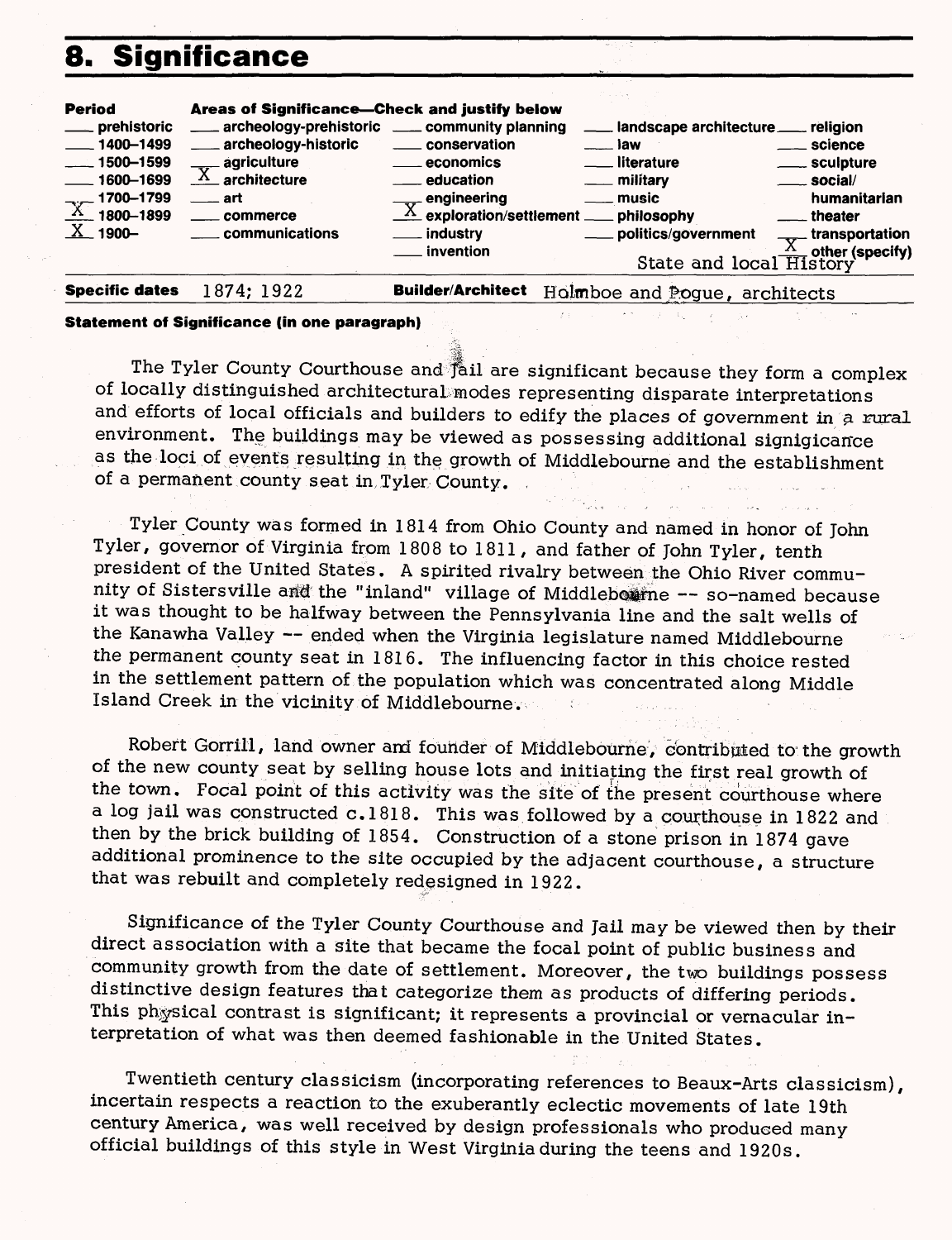# 8. Significance

| Period | Areas of Significance—Check and justify below | | | |
|---|---|---|---|---|
| ___ prehistoric | ___ archeology-prehistoric | ___ community planning | ___ landscape architecture | ___ religion |
| ___ 1400–1499 | ___ archeology-historic | ___ conservation | ___ law | ___ science |
| ___ 1500–1599 | ___ agriculture | ___ economics | ___ literature | ___ sculpture |
| ___ 1600–1699 | X architecture | ___ education | ___ military | ___ social/humanitarian |
| ___ 1700–1799 | ___ art | ___ engineering | ___ music | ___ theater |
| X 1800–1899 | ___ commerce | X exploration/settlement | ___ philosophy | ___ transportation |
| X 1900– | ___ communications | ___ industry | ___ politics/government | X other (specify) State and local History |
| | | ___ invention | | |

**Specific dates** 1874; 1922 **Builder/Architect** Holmboe and Pogue, architects

**Statement of Significance (in one paragraph)**

The Tyler County Courthouse and Jail are significant because they form a complex of locally distinguished architectural modes representing disparate interpretations and efforts of local officials and builders to edify the places of government in a rural environment. The buildings may be viewed as possessing additional signigicance as the loci of events resulting in the growth of Middlebourne and the establishment of a permanent county seat in Tyler County.

Tyler County was formed in 1814 from Ohio County and named in honor of John Tyler, governor of Virginia from 1808 to 1811, and father of John Tyler, tenth president of the United States. A spirited rivalry between the Ohio River community of Sistersville and the "inland" village of Middlebourne -- so-named because it was thought to be halfway between the Pennsylvania line and the salt wells of the Kanawha Valley -- ended when the Virginia legislature named Middlebourne the permanent county seat in 1816. The influencing factor in this choice rested in the settlement pattern of the population which was concentrated along Middle Island Creek in the vicinity of Middlebourne.

Robert Gorrill, land owner and founder of Middlebourne, contributed to the growth of the new county seat by selling house lots and initiating the first real growth of the town. Focal point of this activity was the site of the present courthouse where a log jail was constructed c.1818. This was followed by a courthouse in 1822 and then by the brick building of 1854. Construction of a stone prison in 1874 gave additional prominence to the site occupied by the adjacent courthouse, a structure that was rebuilt and completely redesigned in 1922.

Significance of the Tyler County Courthouse and Jail may be viewed then by their direct association with a site that became the focal point of public business and community growth from the date of settlement. Moreover, the two buildings possess distinctive design features that categorize them as products of differing periods. This physical contrast is significant; it represents a provincial or vernacular interpretation of what was then deemed fashionable in the United States.

Twentieth century classicism (incorporating references to Beaux-Arts classicism), incertain respects a reaction to the exuberantly eclectic movements of late 19th century America, was well received by design professionals who produced many official buildings of this style in West Virginia during the teens and 1920s.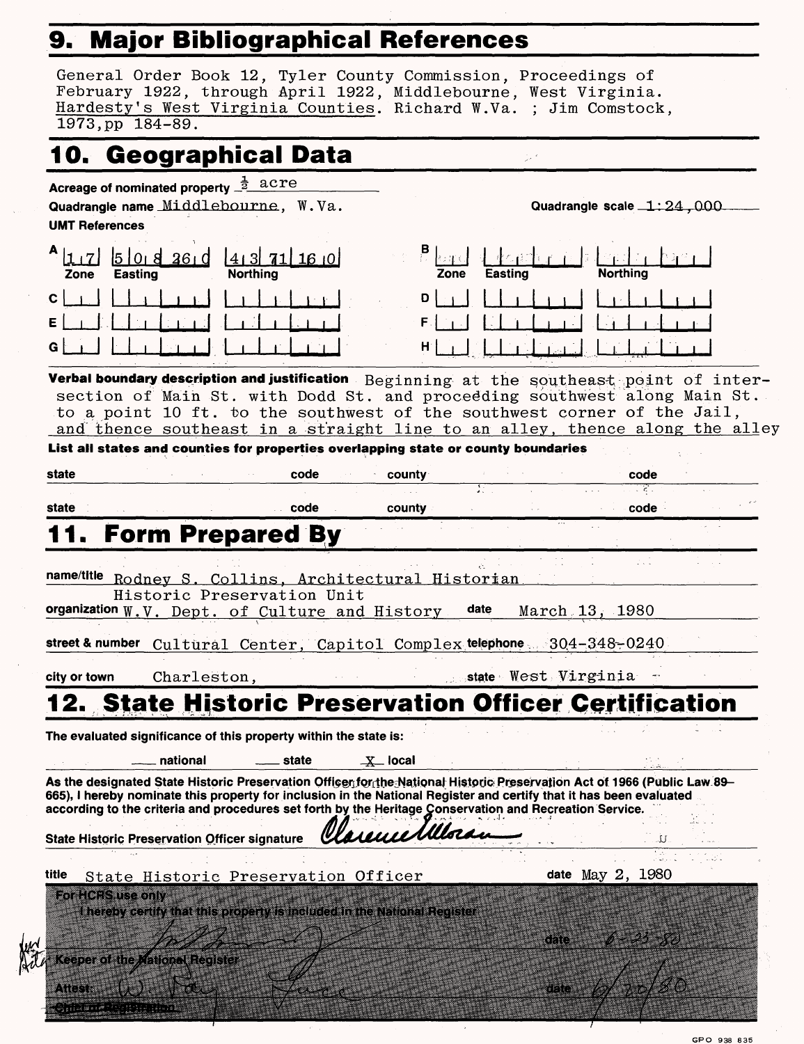## 9. Major Bibliographical References

General Order Book 12, Tyler County Commission, Proceedings of February 1922, through April 1922, Middlebourne, West Virginia.
Hardesty's West Virginia Counties. Richard W.Va. ; Jim Comstock, 1973,pp 184-89.

## 10. Geographical Data

**Acreage of nominated property** ½ acre

**Quadrangle name** Middlebourne, W.Va. **Quadrangle scale** 1:24,000

**UMT References**

| | Zone | Easting | Northing |
|---|---|---|---|
| A | 17 | 508260 | 4371160 |
| B | | | |
| C | | | |
| D | | | |
| E | | | |
| F | | | |
| G | | | |
| H | | | |

**Verbal boundary description and justification** Beginning at the southeast point of intersection of Main St. with Dodd St. and proceeding southwest along Main St. to a point 10 ft. to the southwest of the southwest corner of the Jail, and thence southeast in a straight line to an alley, thence along the alley

**List all states and counties for properties overlapping state or county boundaries**

| state | code | county | code |
|---|---|---|---|
| | | | |
| | | | |

## 11. Form Prepared By

**name/title** Rodney S. Collins, Architectural Historian
Historic Preservation Unit

**organization** W.V. Dept. of Culture and History **date** March 13, 1980

**street & number** Cultural Center, Capitol Complex **telephone** 304-348-0240

**city or town** Charleston, **state** West Virginia

## 12. State Historic Preservation Officer Certification

**The evaluated significance of this property within the state is:**

___ national ___ state X local

As the designated State Historic Preservation Officer for the National Historic Preservation Act of 1966 (Public Law 89-665), I hereby nominate this property for inclusion in the National Register and certify that it has been evaluated according to the criteria and procedures set forth by the Heritage Conservation and Recreation Service.

**State Historic Preservation Officer signature** Clarence Moran

**title** State Historic Preservation Officer **date** May 2, 1980

**For HCRS use only**
I hereby certify that this property is included in the National Register

**Keeper of the National Register** **date** 6-23-80

**Attest:** **date** 6/20/80

**Chief of Registration**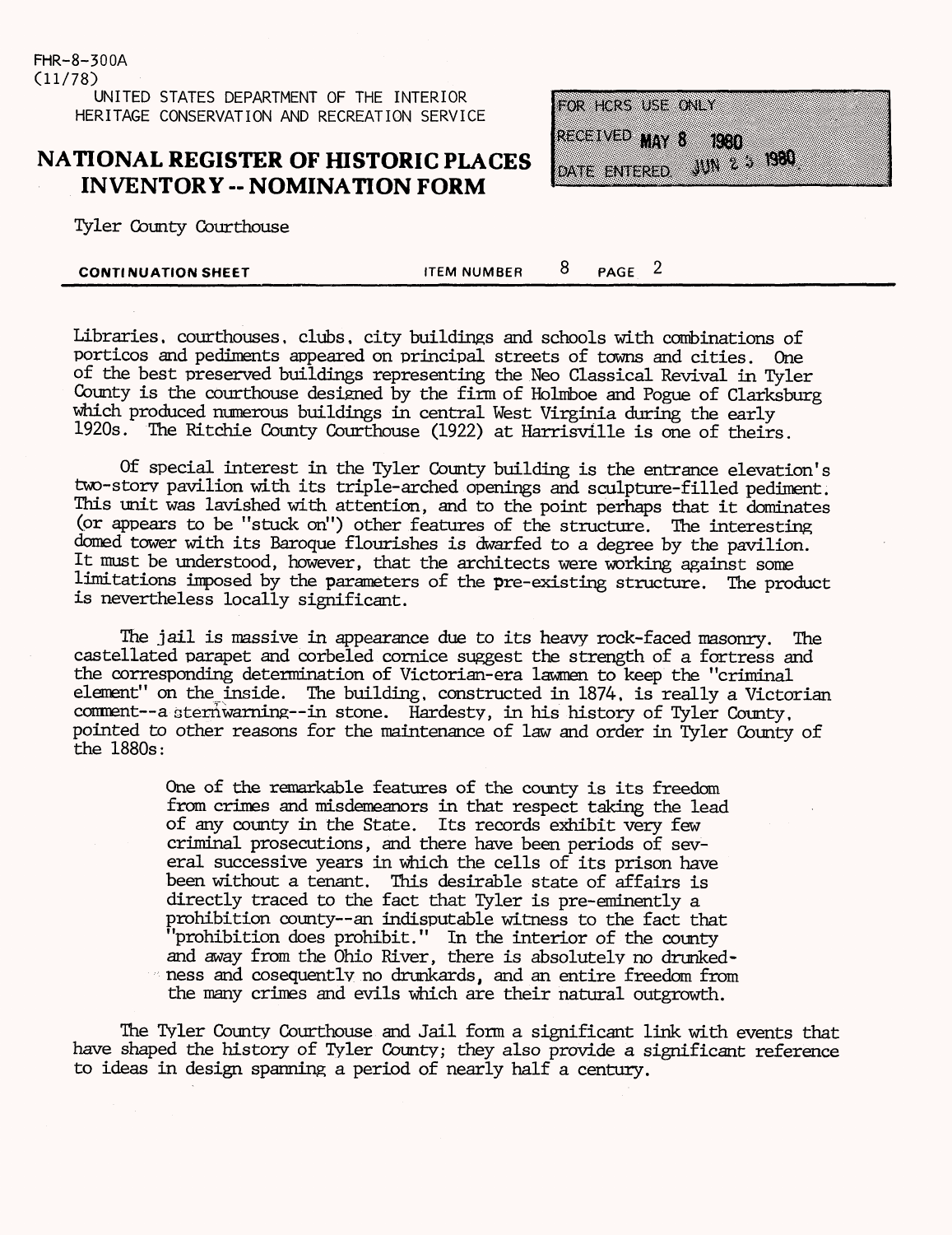FHR-8-300A
(11/78)

UNITED STATES DEPARTMENT OF THE INTERIOR
HERITAGE CONSERVATION AND RECREATION SERVICE

# NATIONAL REGISTER OF HISTORIC PLACES INVENTORY -- NOMINATION FORM

FOR HCRS USE ONLY
RECEIVED MAY 8 1980
DATE ENTERED JUN 25 1980

Tyler County Courthouse

**CONTINUATION SHEET** ITEM NUMBER 8 PAGE 2

Libraries, courthouses, clubs, city buildings and schools with combinations of porticos and pediments appeared on principal streets of towns and cities. One of the best preserved buildings representing the Neo Classical Revival in Tyler County is the courthouse designed by the firm of Holmboe and Pogue of Clarksburg which produced numerous buildings in central West Virginia during the early 1920s. The Ritchie County Courthouse (1922) at Harrisville is one of theirs.

Of special interest in the Tyler County building is the entrance elevation's two-story pavilion with its triple-arched openings and sculpture-filled pediment. This unit was lavished with attention, and to the point perhaps that it dominates (or appears to be "stuck on") other features of the structure. The interesting domed tower with its Baroque flourishes is dwarfed to a degree by the pavilion. It must be understood, however, that the architects were working against some limitations imposed by the parameters of the pre-existing structure. The product is nevertheless locally significant.

The jail is massive in appearance due to its heavy rock-faced masonry. The castellated parapet and corbeled cornice suggest the strength of a fortress and the corresponding determination of Victorian-era lawmen to keep the "criminal element" on the inside. The building, constructed in 1874, is really a Victorian comment--a sternwarning--in stone. Hardesty, in his history of Tyler County, pointed to other reasons for the maintenance of law and order in Tyler County of the 1880s:

> One of the remarkable features of the county is its freedom from crimes and misdemeanors in that respect taking the lead of any county in the State. Its records exhibit very few criminal prosecutions, and there have been periods of several successive years in which the cells of its prison have been without a tenant. This desirable state of affairs is directly traced to the fact that Tyler is pre-eminently a prohibition county--an indisputable witness to the fact that "prohibition does prohibit." In the interior of the county and away from the Ohio River, there is absolutely no drunkedness and cosequently no drunkards, and an entire freedom from the many crimes and evils which are their natural outgrowth.

The Tyler County Courthouse and Jail form a significant link with events that have shaped the history of Tyler County; they also provide a significant reference to ideas in design spanning a period of nearly half a century.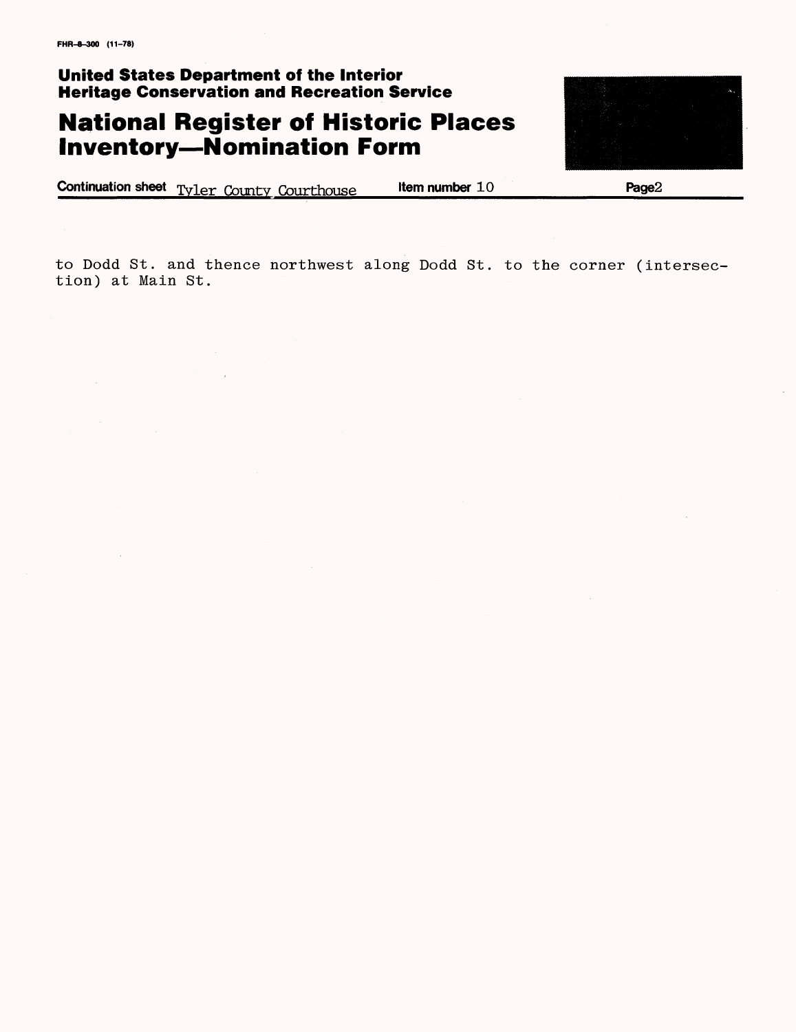to Dodd St. and thence northwest along Dodd St. to the corner (intersection) at Main St.